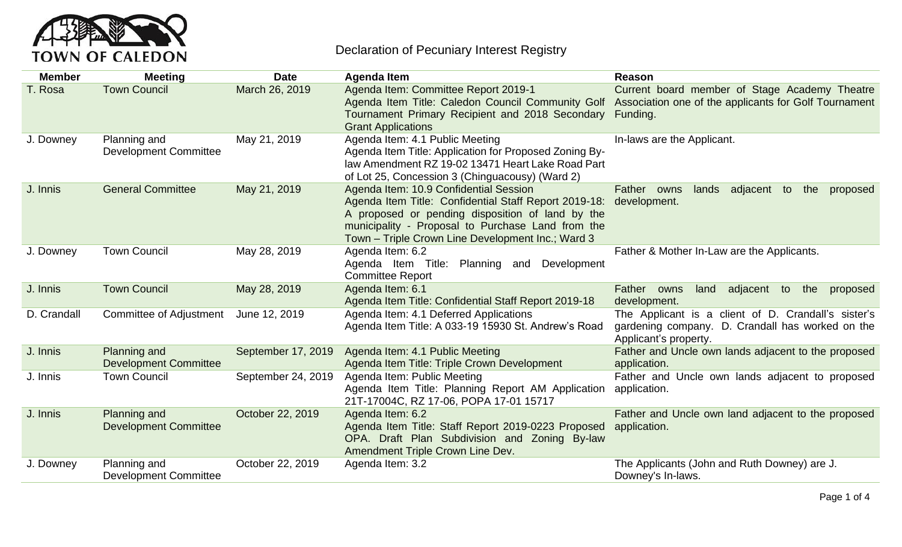TOWN OF CALEDON

# Declaration of Pecuniary Interest Registry

| Member | Meeting | Date | Agenda Item | Reason |
|---|---|---|---|---|
| T. Rosa | Town Council | March 26, 2019 | Agenda Item: Committee Report 2019-1<br>Agenda Item Title: Caledon Council Community Golf Tournament Primary Recipient and 2018 Secondary Grant Applications | Current board member of Stage Academy Theatre Association one of the applicants for Golf Tournament Funding. |
| J. Downey | Planning and Development Committee | May 21, 2019 | Agenda Item: 4.1 Public Meeting<br>Agenda Item Title: Application for Proposed Zoning By-law Amendment RZ 19-02 13471 Heart Lake Road Part of Lot 25, Concession 3 (Chinguacousy) (Ward 2) | In-laws are the Applicant. |
| J. Innis | General Committee | May 21, 2019 | Agenda Item: 10.9 Confidential Session<br>Agenda Item Title: Confidential Staff Report 2019-18: A proposed or pending disposition of land by the municipality - Proposal to Purchase Land from the Town – Triple Crown Line Development Inc.; Ward 3 | Father owns lands adjacent to the proposed development. |
| J. Downey | Town Council | May 28, 2019 | Agenda Item: 6.2<br>Agenda Item Title: Planning and Development Committee Report | Father & Mother In-Law are the Applicants. |
| J. Innis | Town Council | May 28, 2019 | Agenda Item: 6.1<br>Agenda Item Title: Confidential Staff Report 2019-18 | Father owns land adjacent to the proposed development. |
| D. Crandall | Committee of Adjustment | June 12, 2019 | Agenda Item: 4.1 Deferred Applications<br>Agenda Item Title: A 033-19 15930 St. Andrew's Road | The Applicant is a client of D. Crandall's sister's gardening company. D. Crandall has worked on the Applicant's property. |
| J. Innis | Planning and Development Committee | September 17, 2019 | Agenda Item: 4.1 Public Meeting<br>Agenda Item Title: Triple Crown Development | Father and Uncle own lands adjacent to the proposed application. |
| J. Innis | Town Council | September 24, 2019 | Agenda Item: Public Meeting<br>Agenda Item Title: Planning Report AM Application 21T-17004C, RZ 17-06, POPA 17-01 15717 | Father and Uncle own lands adjacent to proposed application. |
| J. Innis | Planning and Development Committee | October 22, 2019 | Agenda Item: 6.2<br>Agenda Item Title: Staff Report 2019-0223 Proposed OPA. Draft Plan Subdivision and Zoning By-law Amendment Triple Crown Line Dev. | Father and Uncle own land adjacent to the proposed application. |
| J. Downey | Planning and Development Committee | October 22, 2019 | Agenda Item: 3.2 | The Applicants (John and Ruth Downey) are J. Downey's In-laws. |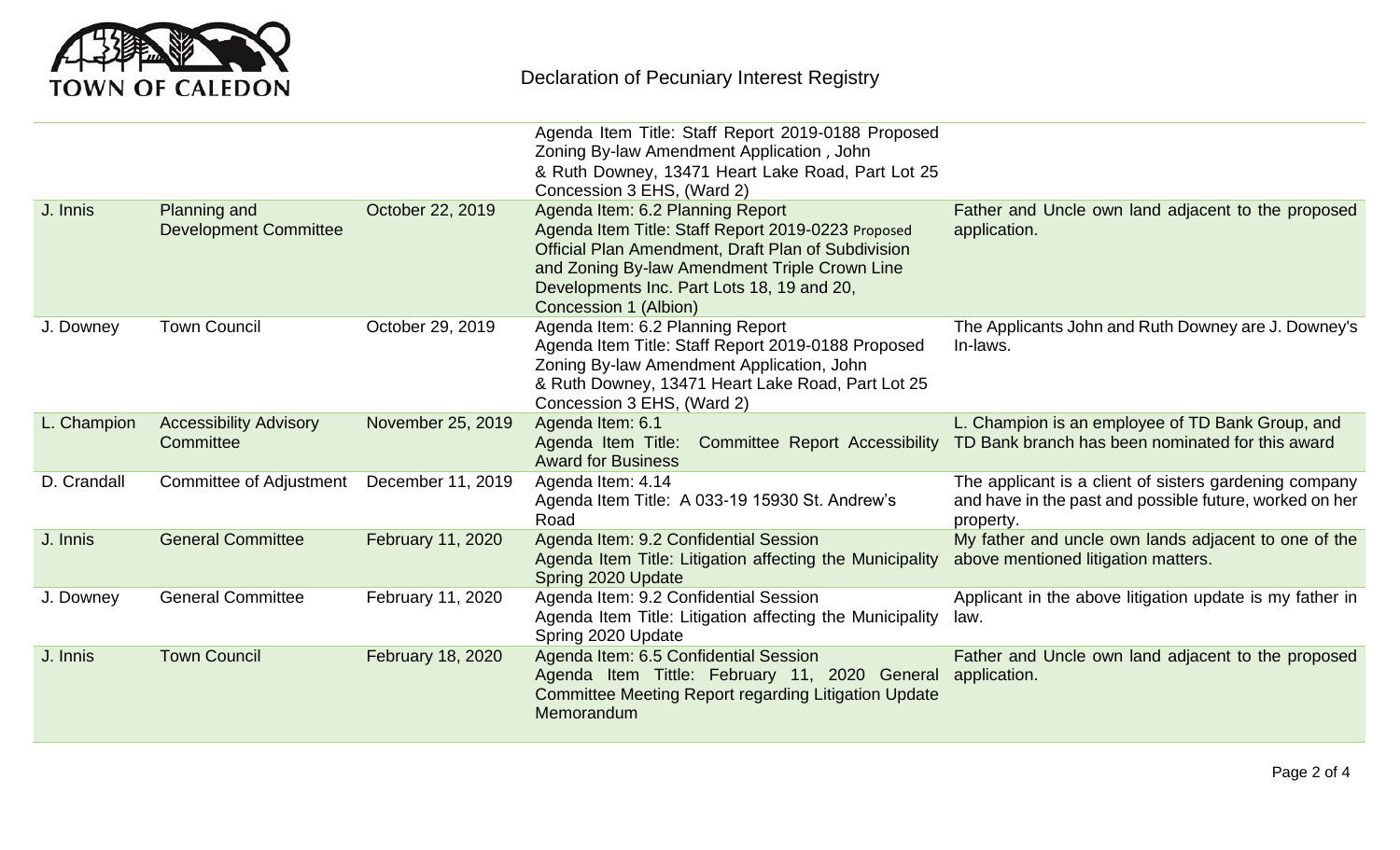# Declaration of Pecuniary Interest Registry

| | | | | |
|---|---|---|---|---|
| | | | Agenda Item Title: Staff Report 2019-0188 Proposed Zoning By-law Amendment Application , John & Ruth Downey, 13471 Heart Lake Road, Part Lot 25 Concession 3 EHS, (Ward 2) | |
| J. Innis | Planning and Development Committee | October 22, 2019 | Agenda Item: 6.2 Planning Report<br>Agenda Item Title: Staff Report 2019-0223 Proposed Official Plan Amendment, Draft Plan of Subdivision and Zoning By-law Amendment Triple Crown Line Developments Inc. Part Lots 18, 19 and 20, Concession 1 (Albion) | Father and Uncle own land adjacent to the proposed application. |
| J. Downey | Town Council | October 29, 2019 | Agenda Item: 6.2 Planning Report<br>Agenda Item Title: Staff Report 2019-0188 Proposed Zoning By-law Amendment Application, John & Ruth Downey, 13471 Heart Lake Road, Part Lot 25 Concession 3 EHS, (Ward 2) | The Applicants John and Ruth Downey are J. Downey's In-laws. |
| L. Champion | Accessibility Advisory Committee | November 25, 2019 | Agenda Item: 6.1<br>Agenda Item Title: Committee Report Accessibility Award for Business | L. Champion is an employee of TD Bank Group, and TD Bank branch has been nominated for this award |
| D. Crandall | Committee of Adjustment | December 11, 2019 | Agenda Item: 4.14<br>Agenda Item Title: A 033-19 15930 St. Andrew's Road | The applicant is a client of sisters gardening company and have in the past and possible future, worked on her property. |
| J. Innis | General Committee | February 11, 2020 | Agenda Item: 9.2 Confidential Session<br>Agenda Item Title: Litigation affecting the Municipality Spring 2020 Update | My father and uncle own lands adjacent to one of the above mentioned litigation matters. |
| J. Downey | General Committee | February 11, 2020 | Agenda Item: 9.2 Confidential Session<br>Agenda Item Title: Litigation affecting the Municipality Spring 2020 Update | Applicant in the above litigation update is my father in law. |
| J. Innis | Town Council | February 18, 2020 | Agenda Item: 6.5 Confidential Session<br>Agenda Item Tittle: February 11, 2020 General Committee Meeting Report regarding Litigation Update Memorandum | Father and Uncle own land adjacent to the proposed application. |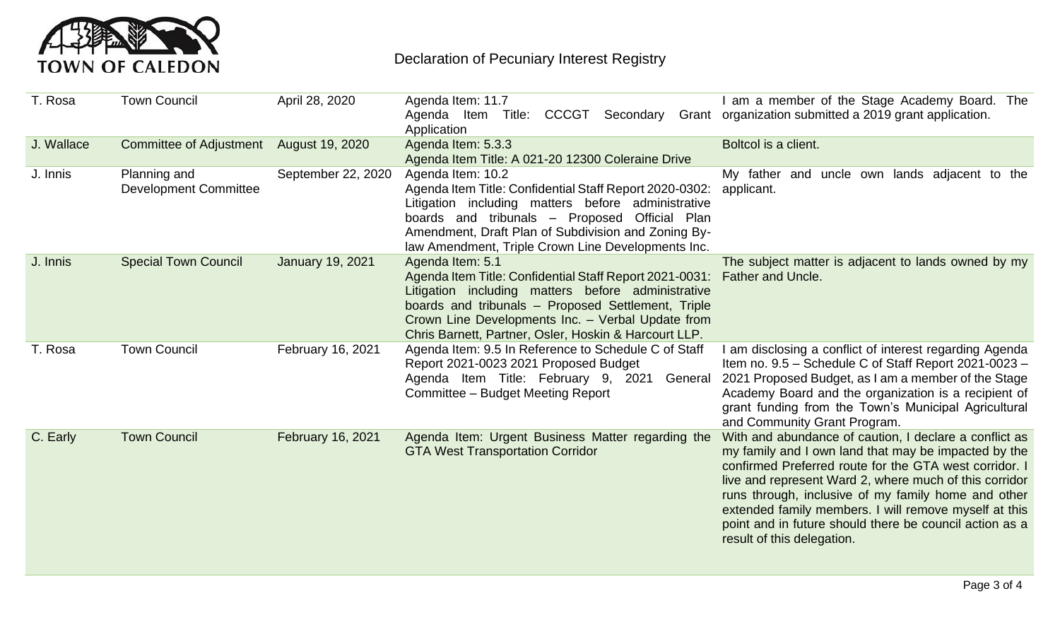TOWN OF CALEDON

# Declaration of Pecuniary Interest Registry

| | | | | |
|---|---|---|---|---|
| T. Rosa | Town Council | April 28, 2020 | Agenda Item: 11.7<br>Agenda Item Title: CCCGT Secondary Grant Application | I am a member of the Stage Academy Board. The organization submitted a 2019 grant application. |
| J. Wallace | Committee of Adjustment | August 19, 2020 | Agenda Item: 5.3.3<br>Agenda Item Title: A 021-20 12300 Coleraine Drive | Boltcol is a client. |
| J. Innis | Planning and Development Committee | September 22, 2020 | Agenda Item: 10.2<br>Agenda Item Title: Confidential Staff Report 2020-0302: Litigation including matters before administrative boards and tribunals – Proposed Official Plan Amendment, Draft Plan of Subdivision and Zoning By-law Amendment, Triple Crown Line Developments Inc. | My father and uncle own lands adjacent to the applicant. |
| J. Innis | Special Town Council | January 19, 2021 | Agenda Item: 5.1<br>Agenda Item Title: Confidential Staff Report 2021-0031: Litigation including matters before administrative boards and tribunals – Proposed Settlement, Triple Crown Line Developments Inc. – Verbal Update from Chris Barnett, Partner, Osler, Hoskin & Harcourt LLP. | The subject matter is adjacent to lands owned by my Father and Uncle. |
| T. Rosa | Town Council | February 16, 2021 | Agenda Item: 9.5 In Reference to Schedule C of Staff Report 2021-0023 2021 Proposed Budget<br>Agenda Item Title: February 9, 2021 General Committee – Budget Meeting Report | I am disclosing a conflict of interest regarding Agenda Item no. 9.5 – Schedule C of Staff Report 2021-0023 – 2021 Proposed Budget, as I am a member of the Stage Academy Board and the organization is a recipient of grant funding from the Town's Municipal Agricultural and Community Grant Program. |
| C. Early | Town Council | February 16, 2021 | Agenda Item: Urgent Business Matter regarding the GTA West Transportation Corridor | With and abundance of caution, I declare a conflict as my family and I own land that may be impacted by the confirmed Preferred route for the GTA west corridor. I live and represent Ward 2, where much of this corridor runs through, inclusive of my family home and other extended family members. I will remove myself at this point and in future should there be council action as a result of this delegation. |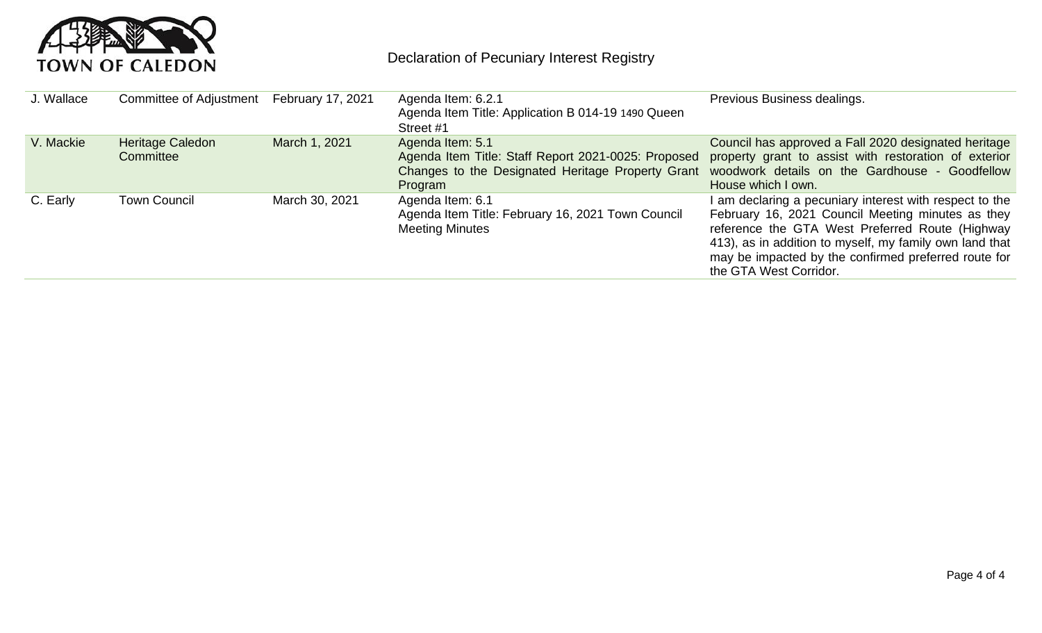# Declaration of Pecuniary Interest Registry

| | | | | |
|---|---|---|---|---|
| J. Wallace | Committee of Adjustment | February 17, 2021 | Agenda Item: 6.2.1<br>Agenda Item Title: Application B 014-19 1490 Queen Street #1 | Previous Business dealings. |
| V. Mackie | Heritage Caledon Committee | March 1, 2021 | Agenda Item: 5.1<br>Agenda Item Title: Staff Report 2021-0025: Proposed Changes to the Designated Heritage Property Grant Program | Council has approved a Fall 2020 designated heritage property grant to assist with restoration of exterior woodwork details on the Gardhouse - Goodfellow House which I own. |
| C. Early | Town Council | March 30, 2021 | Agenda Item: 6.1<br>Agenda Item Title: February 16, 2021 Town Council Meeting Minutes | I am declaring a pecuniary interest with respect to the February 16, 2021 Council Meeting minutes as they reference the GTA West Preferred Route (Highway 413), as in addition to myself, my family own land that may be impacted by the confirmed preferred route for the GTA West Corridor. |